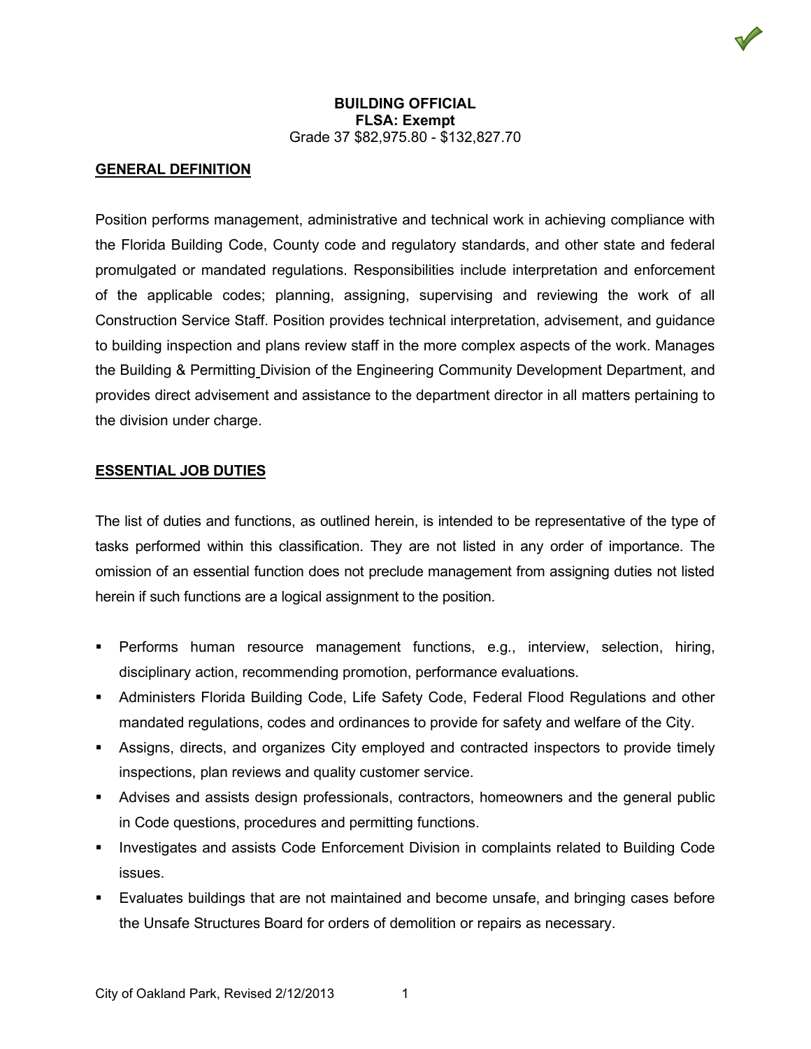# BUILDING OFFICIAL

**FLSA: Exempt**

Grade 37 $82,975.80 - $132,827.70

## GENERAL DEFINITION

Position performs management, administrative and technical work in achieving compliance with the Florida Building Code, County code and regulatory standards, and other state and federal promulgated or mandated regulations. Responsibilities include interpretation and enforcement of the applicable codes; planning, assigning, supervising and reviewing the work of all Construction Service Staff. Position provides technical interpretation, advisement, and guidance to building inspection and plans review staff in the more complex aspects of the work. Manages the Building & Permitting Division of the Engineering Community Development Department, and provides direct advisement and assistance to the department director in all matters pertaining to the division under charge.

## ESSENTIAL JOB DUTIES

The list of duties and functions, as outlined herein, is intended to be representative of the type of tasks performed within this classification. They are not listed in any order of importance. The omission of an essential function does not preclude management from assigning duties not listed herein if such functions are a logical assignment to the position.

- Performs human resource management functions, e.g., interview, selection, hiring, disciplinary action, recommending promotion, performance evaluations.
- Administers Florida Building Code, Life Safety Code, Federal Flood Regulations and other mandated regulations, codes and ordinances to provide for safety and welfare of the City.
- Assigns, directs, and organizes City employed and contracted inspectors to provide timely inspections, plan reviews and quality customer service.
- Advises and assists design professionals, contractors, homeowners and the general public in Code questions, procedures and permitting functions.
- Investigates and assists Code Enforcement Division in complaints related to Building Code issues.
- Evaluates buildings that are not maintained and become unsafe, and bringing cases before the Unsafe Structures Board for orders of demolition or repairs as necessary.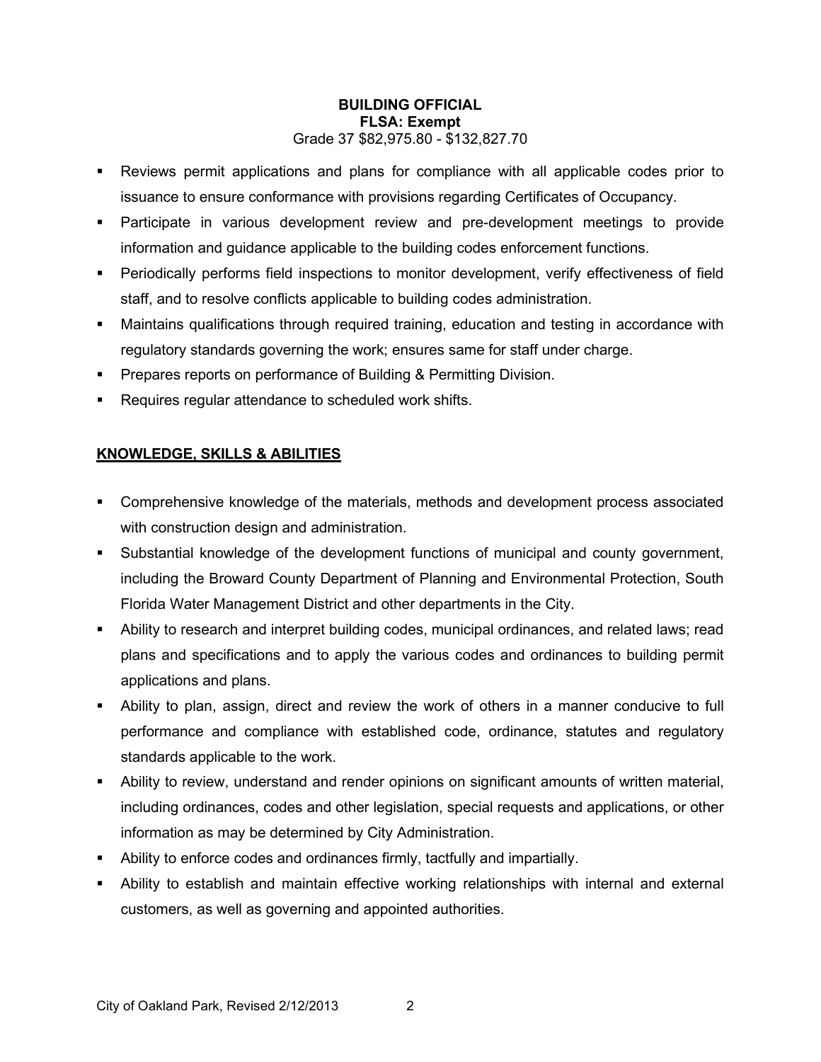**BUILDING OFFICIAL**
**FLSA: Exempt**
Grade 37 $82,975.80 - $132,827.70

- Reviews permit applications and plans for compliance with all applicable codes prior to issuance to ensure conformance with provisions regarding Certificates of Occupancy.
- Participate in various development review and pre-development meetings to provide information and guidance applicable to the building codes enforcement functions.
- Periodically performs field inspections to monitor development, verify effectiveness of field staff, and to resolve conflicts applicable to building codes administration.
- Maintains qualifications through required training, education and testing in accordance with regulatory standards governing the work; ensures same for staff under charge.
- Prepares reports on performance of Building & Permitting Division.
- Requires regular attendance to scheduled work shifts.

## KNOWLEDGE, SKILLS & ABILITIES

- Comprehensive knowledge of the materials, methods and development process associated with construction design and administration.
- Substantial knowledge of the development functions of municipal and county government, including the Broward County Department of Planning and Environmental Protection, South Florida Water Management District and other departments in the City.
- Ability to research and interpret building codes, municipal ordinances, and related laws; read plans and specifications and to apply the various codes and ordinances to building permit applications and plans.
- Ability to plan, assign, direct and review the work of others in a manner conducive to full performance and compliance with established code, ordinance, statutes and regulatory standards applicable to the work.
- Ability to review, understand and render opinions on significant amounts of written material, including ordinances, codes and other legislation, special requests and applications, or other information as may be determined by City Administration.
- Ability to enforce codes and ordinances firmly, tactfully and impartially.
- Ability to establish and maintain effective working relationships with internal and external customers, as well as governing and appointed authorities.

City of Oakland Park, Revised 2/12/2013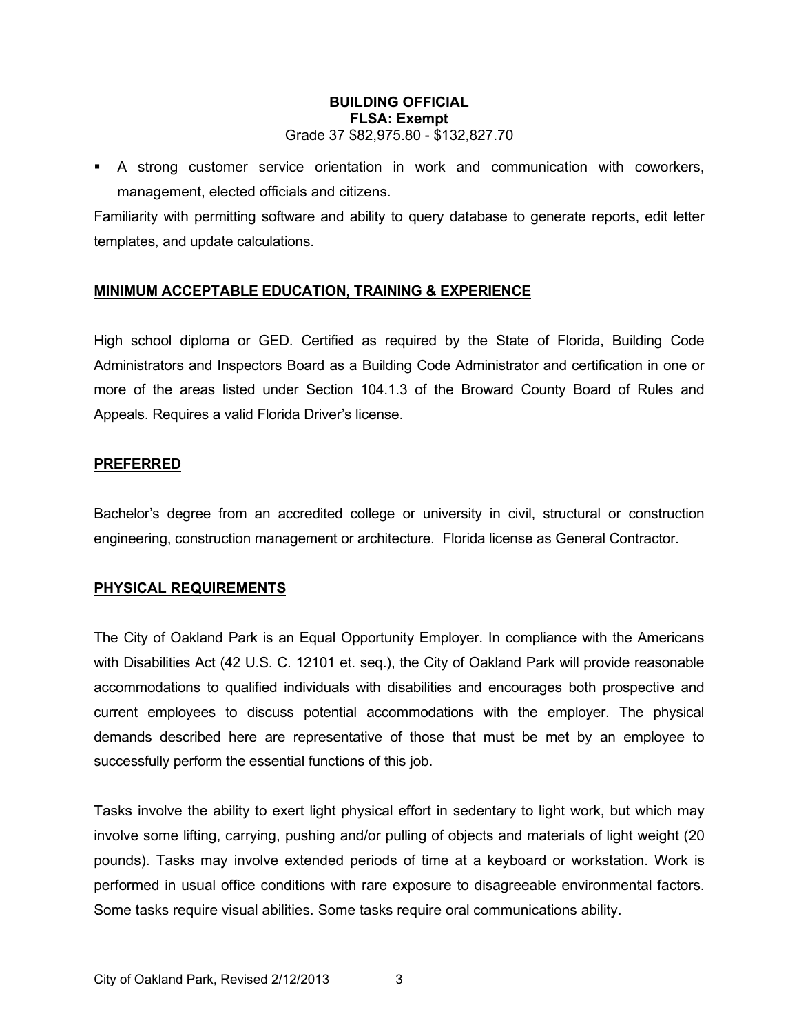**BUILDING OFFICIAL**
**FLSA: Exempt**
Grade 37 $82,975.80 - $132,827.70

- A strong customer service orientation in work and communication with coworkers, management, elected officials and citizens.

Familiarity with permitting software and ability to query database to generate reports, edit letter templates, and update calculations.

## MINIMUM ACCEPTABLE EDUCATION, TRAINING & EXPERIENCE

High school diploma or GED. Certified as required by the State of Florida, Building Code Administrators and Inspectors Board as a Building Code Administrator and certification in one or more of the areas listed under Section 104.1.3 of the Broward County Board of Rules and Appeals. Requires a valid Florida Driver's license.

## PREFERRED

Bachelor's degree from an accredited college or university in civil, structural or construction engineering, construction management or architecture. Florida license as General Contractor.

## PHYSICAL REQUIREMENTS

The City of Oakland Park is an Equal Opportunity Employer. In compliance with the Americans with Disabilities Act (42 U.S. C. 12101 et. seq.), the City of Oakland Park will provide reasonable accommodations to qualified individuals with disabilities and encourages both prospective and current employees to discuss potential accommodations with the employer. The physical demands described here are representative of those that must be met by an employee to successfully perform the essential functions of this job.

Tasks involve the ability to exert light physical effort in sedentary to light work, but which may involve some lifting, carrying, pushing and/or pulling of objects and materials of light weight (20 pounds). Tasks may involve extended periods of time at a keyboard or workstation. Work is performed in usual office conditions with rare exposure to disagreeable environmental factors. Some tasks require visual abilities. Some tasks require oral communications ability.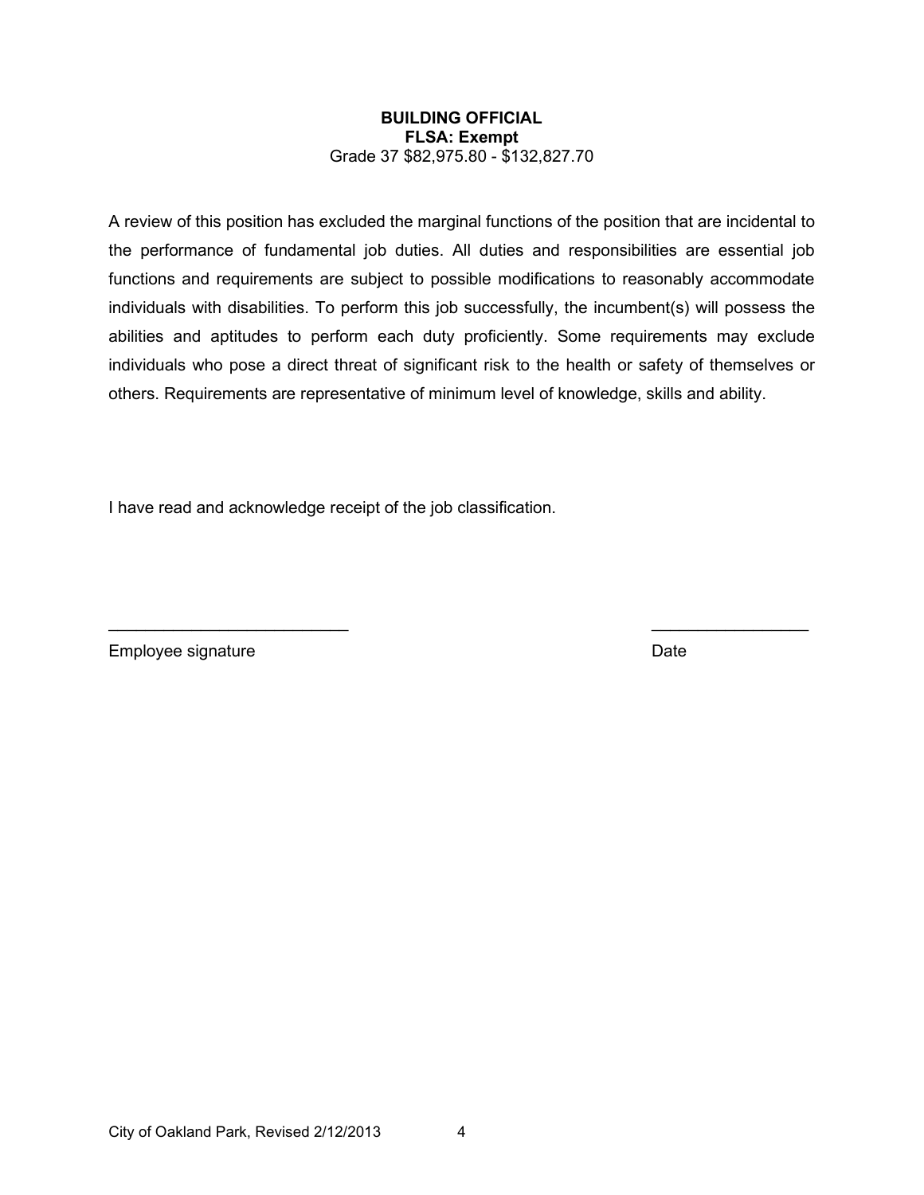**BUILDING OFFICIAL**
**FLSA: Exempt**
Grade 37 $82,975.80 - $132,827.70

A review of this position has excluded the marginal functions of the position that are incidental to the performance of fundamental job duties. All duties and responsibilities are essential job functions and requirements are subject to possible modifications to reasonably accommodate individuals with disabilities. To perform this job successfully, the incumbent(s) will possess the abilities and aptitudes to perform each duty proficiently. Some requirements may exclude individuals who pose a direct threat of significant risk to the health or safety of themselves or others. Requirements are representative of minimum level of knowledge, skills and ability.

I have read and acknowledge receipt of the job classification.

___________________________ &nbsp;&nbsp;&nbsp;&nbsp;&nbsp;&nbsp;&nbsp;&nbsp;&nbsp;&nbsp;&nbsp;&nbsp;&nbsp;&nbsp;&nbsp;&nbsp; _________________

Employee signature &nbsp;&nbsp;&nbsp;&nbsp;&nbsp;&nbsp;&nbsp;&nbsp;&nbsp;&nbsp;&nbsp;&nbsp;&nbsp;&nbsp;&nbsp;&nbsp;&nbsp;&nbsp;&nbsp;&nbsp;&nbsp;&nbsp;&nbsp;&nbsp;&nbsp;&nbsp;&nbsp;&nbsp;&nbsp;&nbsp;&nbsp;&nbsp; Date

City of Oakland Park, Revised 2/12/2013